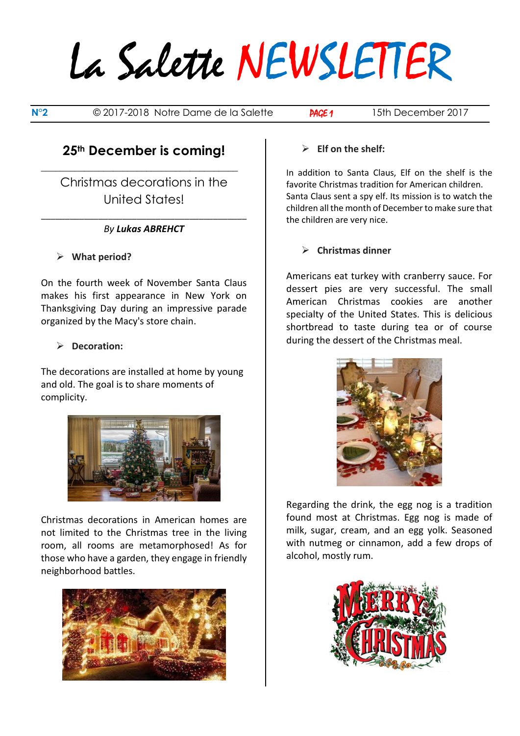# La Salette NEWSLETTER

**N°2** © 2017-2018 Notre Dame de la Salette 15th December 2017

## 25th December is coming!

### Christmas decorations in the United States!

*By **Lukas ABREHCT***

- **What period?**

On the fourth week of November Santa Claus makes his first appearance in New York on Thanksgiving Day during an impressive parade organized by the Macy's store chain.

- **Decoration:**

The decorations are installed at home by young and old. The goal is to share moments of complicity.

Christmas decorations in American homes are not limited to the Christmas tree in the living room, all rooms are metamorphosed! As for those who have a garden, they engage in friendly neighborhood battles.

- **Elf on the shelf:**

In addition to Santa Claus, Elf on the shelf is the favorite Christmas tradition for American children. Santa Claus sent a spy elf. Its mission is to watch the children all the month of December to make sure that the children are very nice.

- **Christmas dinner**

Americans eat turkey with cranberry sauce. For dessert pies are very successful. The small American Christmas cookies are another specialty of the United States. This is delicious shortbread to taste during tea or of course during the dessert of the Christmas meal.

Regarding the drink, the egg nog is a tradition found most at Christmas. Egg nog is made of milk, sugar, cream, and an egg yolk. Seasoned with nutmeg or cinnamon, add a few drops of alcohol, mostly rum.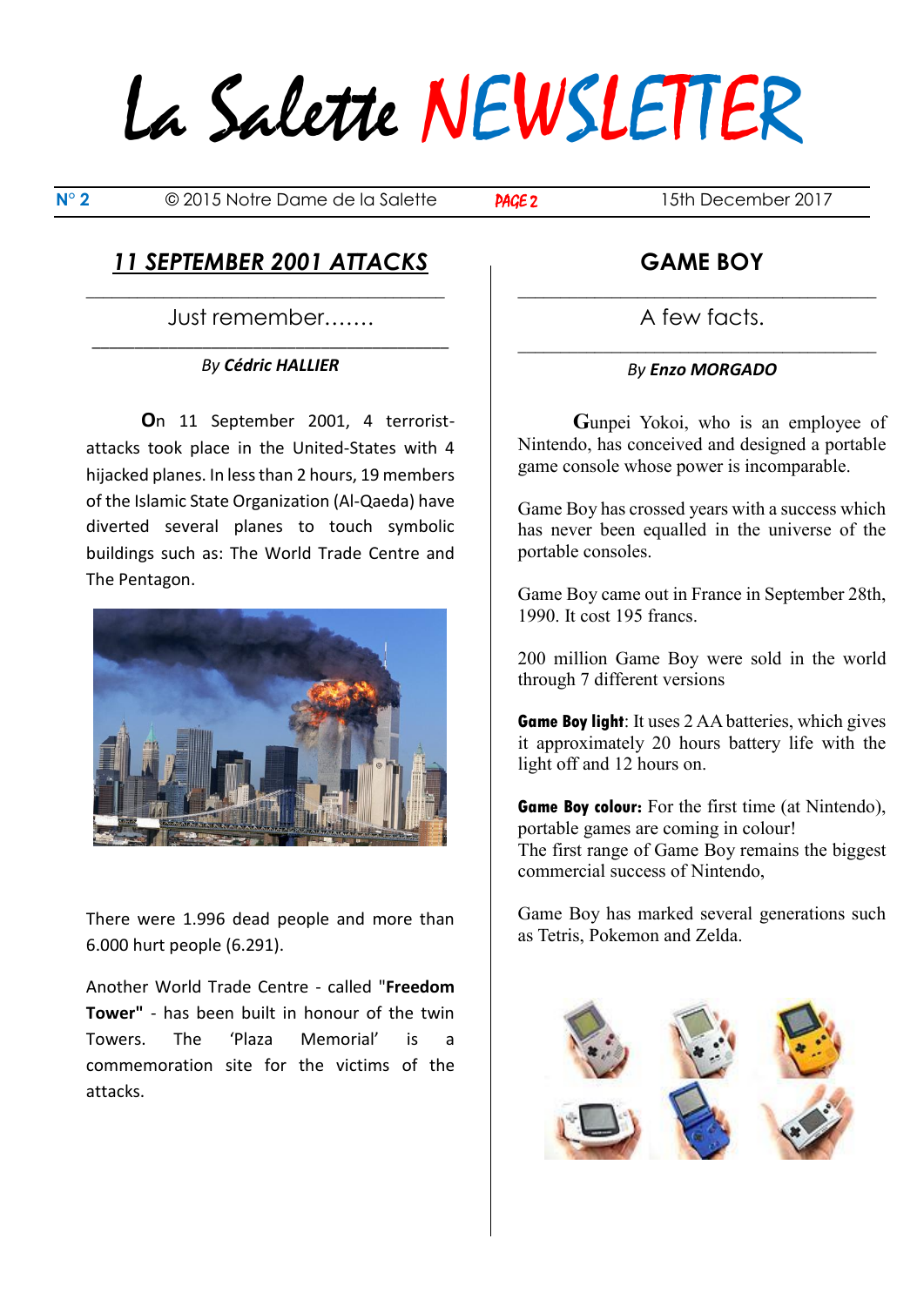# La Salette NEWSLETTER

N° 2 © 2015 Notre Dame de la Salette PAGE 2 15th December 2017

## *11 SEPTEMBER 2001 ATTACKS*

Just remember…….

*By* ***Cédric HALLIER***

**O**n 11 September 2001, 4 terrorist-attacks took place in the United-States with 4 hijacked planes. In less than 2 hours, 19 members of the Islamic State Organization (Al-Qaeda) have diverted several planes to touch symbolic buildings such as: The World Trade Centre and The Pentagon.

There were 1.996 dead people and more than 6.000 hurt people (6.291).

Another World Trade Centre - called "**Freedom Tower"** - has been built in honour of the twin Towers. The 'Plaza Memorial' is a commemoration site for the victims of the attacks.

## GAME BOY

A few facts.

*By* ***Enzo MORGADO***

**G**unpei Yokoi, who is an employee of Nintendo, has conceived and designed a portable game console whose power is incomparable.

Game Boy has crossed years with a success which has never been equalled in the universe of the portable consoles.

Game Boy came out in France in September 28th, 1990. It cost 195 francs.

200 million Game Boy were sold in the world through 7 different versions

**Game Boy light**: It uses 2 AA batteries, which gives it approximately 20 hours battery life with the light off and 12 hours on.

**Game Boy colour:** For the first time (at Nintendo), portable games are coming in colour!
The first range of Game Boy remains the biggest commercial success of Nintendo,

Game Boy has marked several generations such as Tetris, Pokemon and Zelda.